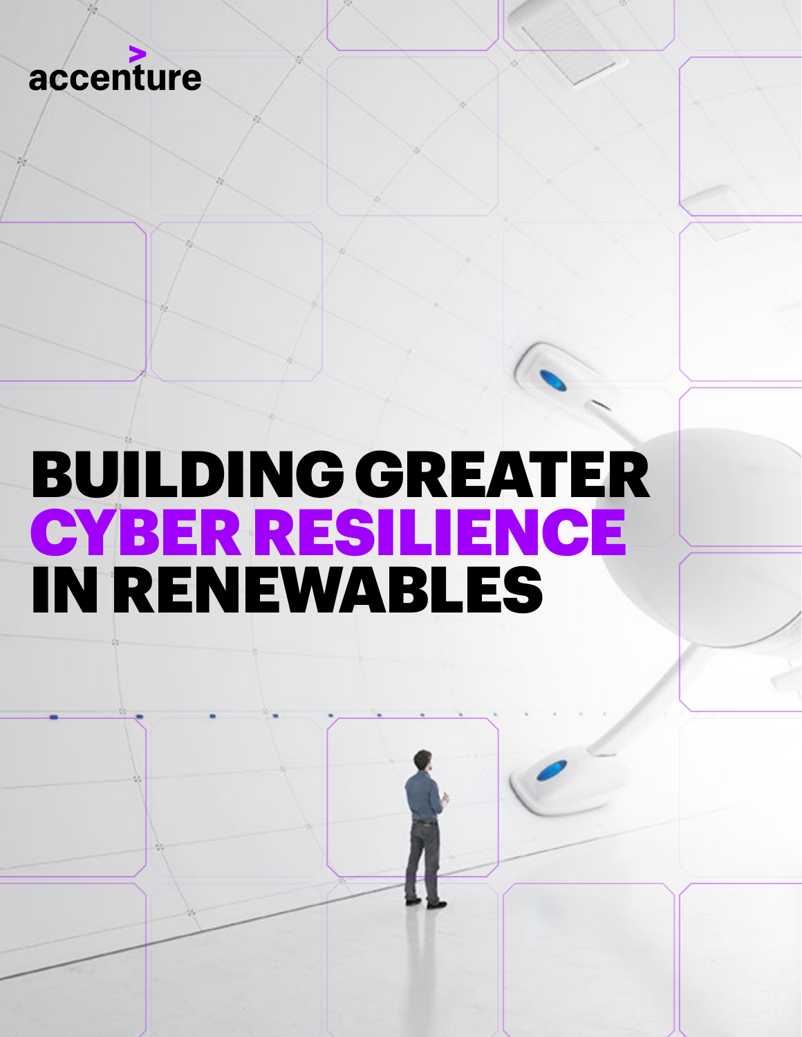accenture

# BUILDING GREATER CYBER RESILIENCE IN RENEWABLES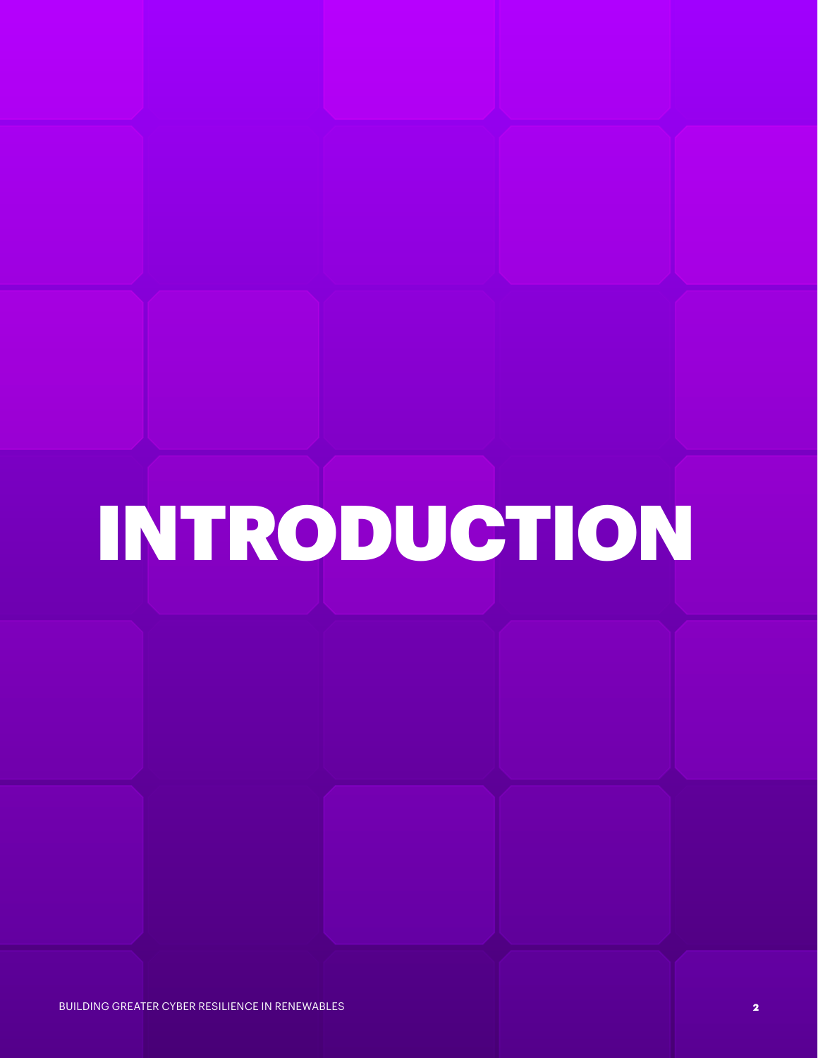# INTRODUCTION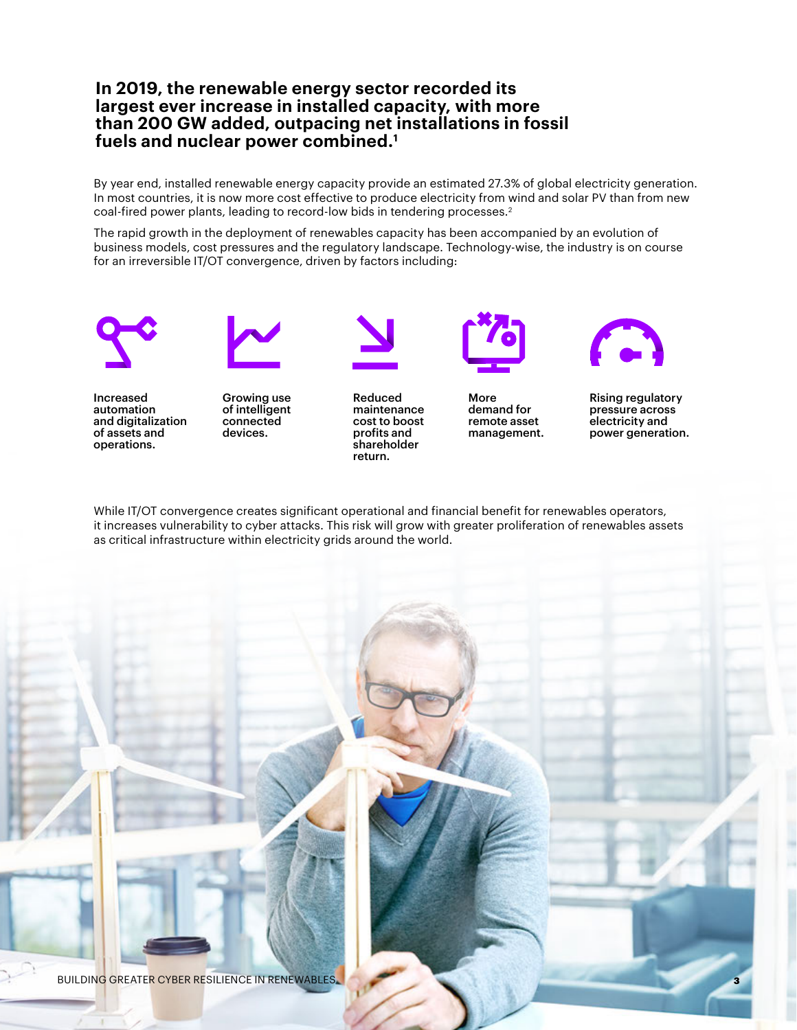## In 2019, the renewable energy sector recorded its largest ever increase in installed capacity, with more than 200 GW added, outpacing net installations in fossil fuels and nuclear power combined.[1]

By year end, installed renewable energy capacity provide an estimated 27.3% of global electricity generation. In most countries, it is now more cost effective to produce electricity from wind and solar PV than from new coal-fired power plants, leading to record-low bids in tendering processes.[2]

The rapid growth in the deployment of renewables capacity has been accompanied by an evolution of business models, cost pressures and the regulatory landscape. Technology-wise, the industry is on course for an irreversible IT/OT convergence, driven by factors including:

- **Increased automation and digitalization of assets and operations.**
- **Growing use of intelligent connected devices.**
- **Reduced maintenance cost to boost profits and shareholder return.**
- **More demand for remote asset management.**
- **Rising regulatory pressure across electricity and power generation.**

While IT/OT convergence creates significant operational and financial benefit for renewables operators, it increases vulnerability to cyber attacks. This risk will grow with greater proliferation of renewables assets as critical infrastructure within electricity grids around the world.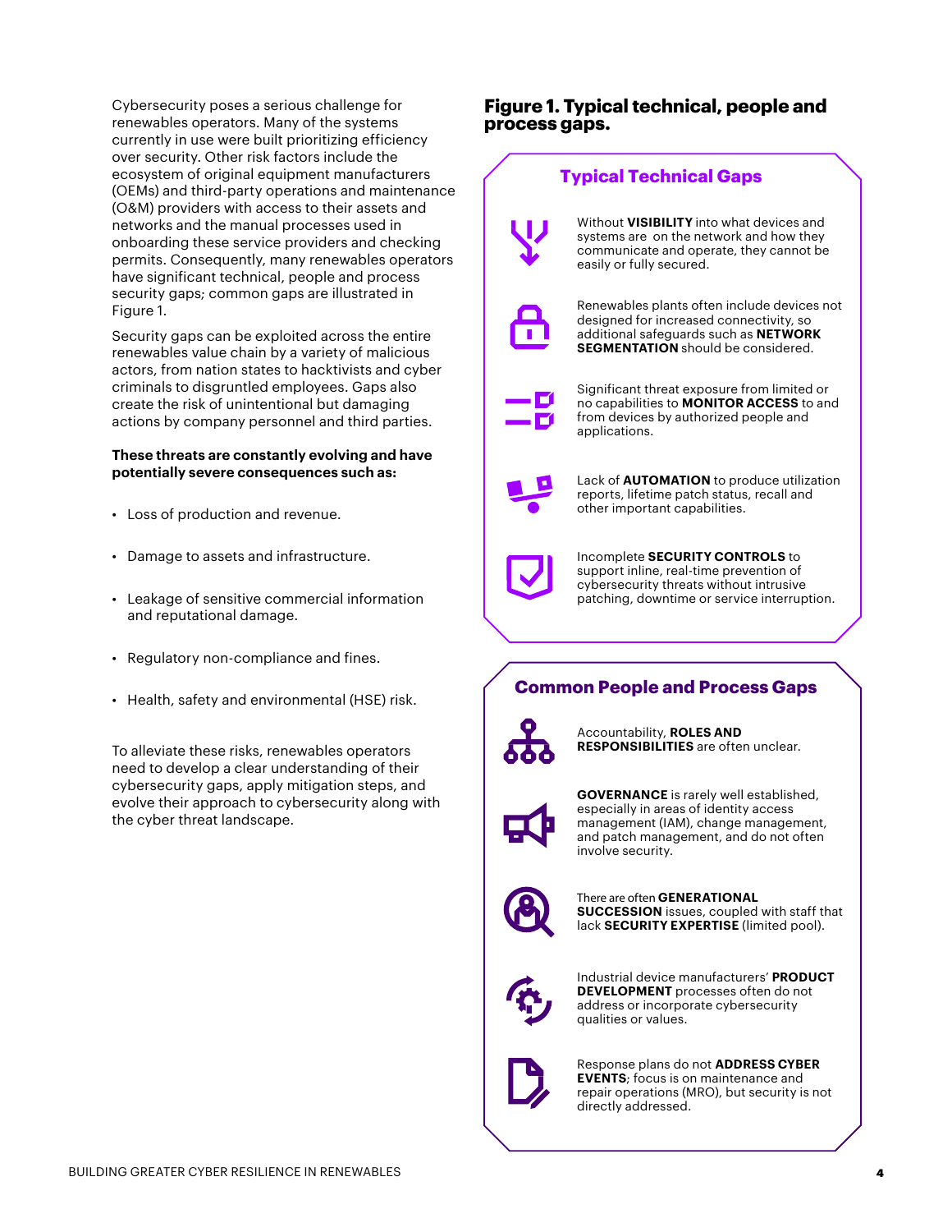Cybersecurity poses a serious challenge for renewables operators. Many of the systems currently in use were built prioritizing efficiency over security. Other risk factors include the ecosystem of original equipment manufacturers (OEMs) and third-party operations and maintenance (O&M) providers with access to their assets and networks and the manual processes used in onboarding these service providers and checking permits. Consequently, many renewables operators have significant technical, people and process security gaps; common gaps are illustrated in Figure 1.

Security gaps can be exploited across the entire renewables value chain by a variety of malicious actors, from nation states to hacktivists and cyber criminals to disgruntled employees. Gaps also create the risk of unintentional but damaging actions by company personnel and third parties.

**These threats are constantly evolving and have potentially severe consequences such as:**

- Loss of production and revenue.
- Damage to assets and infrastructure.
- Leakage of sensitive commercial information and reputational damage.
- Regulatory non-compliance and fines.
- Health, safety and environmental (HSE) risk.

To alleviate these risks, renewables operators need to develop a clear understanding of their cybersecurity gaps, apply mitigation steps, and evolve their approach to cybersecurity along with the cyber threat landscape.

## Figure 1. Typical technical, people and process gaps.

### Typical Technical Gaps

- Without **VISIBILITY** into what devices and systems are on the network and how they communicate and operate, they cannot be easily or fully secured.
- Renewables plants often include devices not designed for increased connectivity, so additional safeguards such as **NETWORK SEGMENTATION** should be considered.
- Significant threat exposure from limited or no capabilities to **MONITOR ACCESS** to and from devices by authorized people and applications.
- Lack of **AUTOMATION** to produce utilization reports, lifetime patch status, recall and other important capabilities.
- Incomplete **SECURITY CONTROLS** to support inline, real-time prevention of cybersecurity threats without intrusive patching, downtime or service interruption.

### Common People and Process Gaps

- Accountability, **ROLES AND RESPONSIBILITIES** are often unclear.
- **GOVERNANCE** is rarely well established, especially in areas of identity access management (IAM), change management, and patch management, and do not often involve security.
- There are often **GENERATIONAL SUCCESSION** issues, coupled with staff that lack **SECURITY EXPERTISE** (limited pool).
- Industrial device manufacturers' **PRODUCT DEVELOPMENT** processes often do not address or incorporate cybersecurity qualities or values.
- Response plans do not **ADDRESS CYBER EVENTS**; focus is on maintenance and repair operations (MRO), but security is not directly addressed.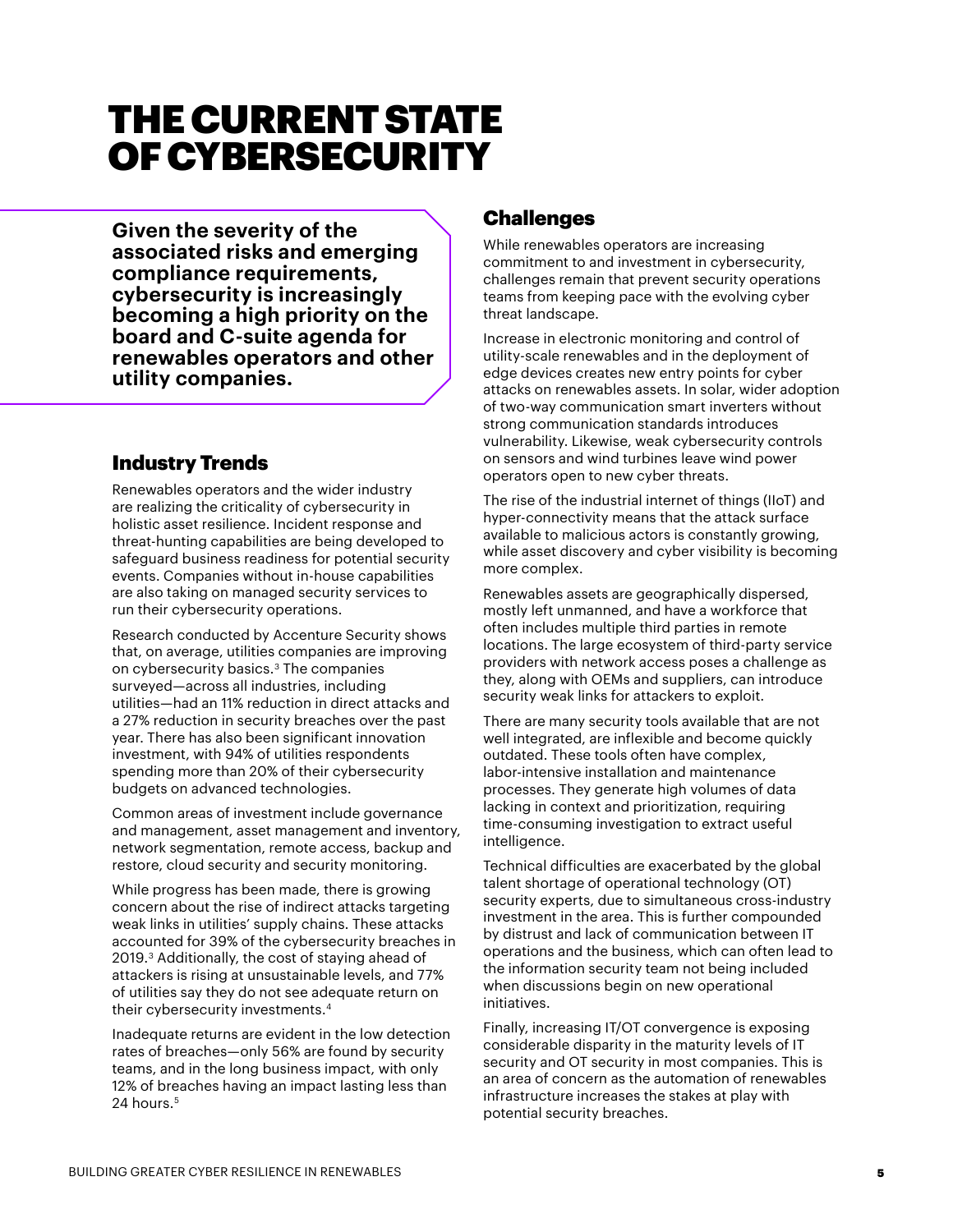# THE CURRENT STATE OF CYBERSECURITY

**Given the severity of the associated risks and emerging compliance requirements, cybersecurity is increasingly becoming a high priority on the board and C-suite agenda for renewables operators and other utility companies.**

## Industry Trends

Renewables operators and the wider industry are realizing the criticality of cybersecurity in holistic asset resilience. Incident response and threat-hunting capabilities are being developed to safeguard business readiness for potential security events. Companies without in-house capabilities are also taking on managed security services to run their cybersecurity operations.

Research conducted by Accenture Security shows that, on average, utilities companies are improving on cybersecurity basics.[3] The companies surveyed—across all industries, including utilities—had an 11% reduction in direct attacks and a 27% reduction in security breaches over the past year. There has also been significant innovation investment, with 94% of utilities respondents spending more than 20% of their cybersecurity budgets on advanced technologies.

Common areas of investment include governance and management, asset management and inventory, network segmentation, remote access, backup and restore, cloud security and security monitoring.

While progress has been made, there is growing concern about the rise of indirect attacks targeting weak links in utilities' supply chains. These attacks accounted for 39% of the cybersecurity breaches in 2019.[3] Additionally, the cost of staying ahead of attackers is rising at unsustainable levels, and 77% of utilities say they do not see adequate return on their cybersecurity investments.[4]

Inadequate returns are evident in the low detection rates of breaches—only 56% are found by security teams, and in the long business impact, with only 12% of breaches having an impact lasting less than 24 hours.[5]

## Challenges

While renewables operators are increasing commitment to and investment in cybersecurity, challenges remain that prevent security operations teams from keeping pace with the evolving cyber threat landscape.

Increase in electronic monitoring and control of utility-scale renewables and in the deployment of edge devices creates new entry points for cyber attacks on renewables assets. In solar, wider adoption of two-way communication smart inverters without strong communication standards introduces vulnerability. Likewise, weak cybersecurity controls on sensors and wind turbines leave wind power operators open to new cyber threats.

The rise of the industrial internet of things (IIoT) and hyper-connectivity means that the attack surface available to malicious actors is constantly growing, while asset discovery and cyber visibility is becoming more complex.

Renewables assets are geographically dispersed, mostly left unmanned, and have a workforce that often includes multiple third parties in remote locations. The large ecosystem of third-party service providers with network access poses a challenge as they, along with OEMs and suppliers, can introduce security weak links for attackers to exploit.

There are many security tools available that are not well integrated, are inflexible and become quickly outdated. These tools often have complex, labor-intensive installation and maintenance processes. They generate high volumes of data lacking in context and prioritization, requiring time-consuming investigation to extract useful intelligence.

Technical difficulties are exacerbated by the global talent shortage of operational technology (OT) security experts, due to simultaneous cross-industry investment in the area. This is further compounded by distrust and lack of communication between IT operations and the business, which can often lead to the information security team not being included when discussions begin on new operational initiatives.

Finally, increasing IT/OT convergence is exposing considerable disparity in the maturity levels of IT security and OT security in most companies. This is an area of concern as the automation of renewables infrastructure increases the stakes at play with potential security breaches.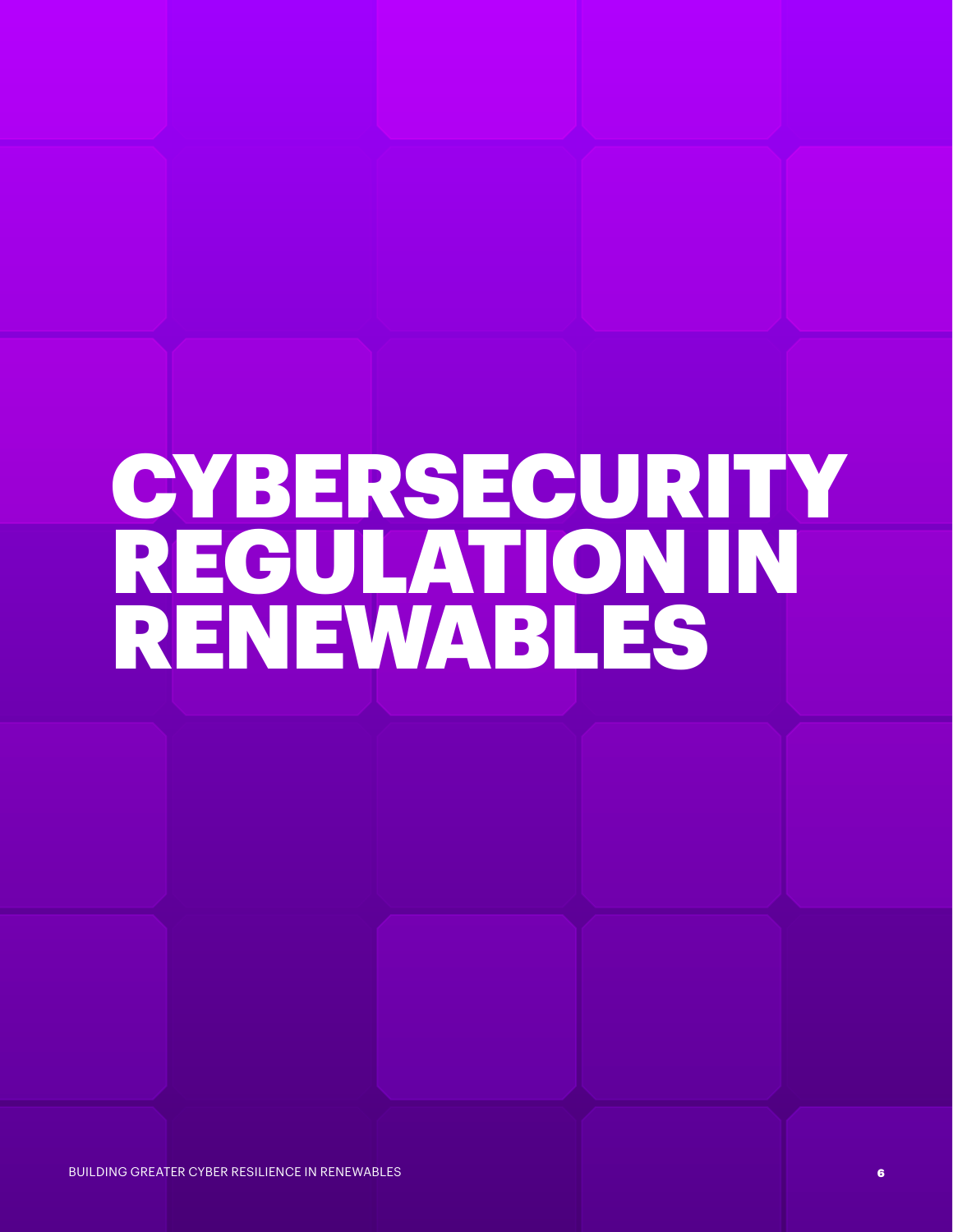# CYBERSECURITY REGULATION IN RENEWABLES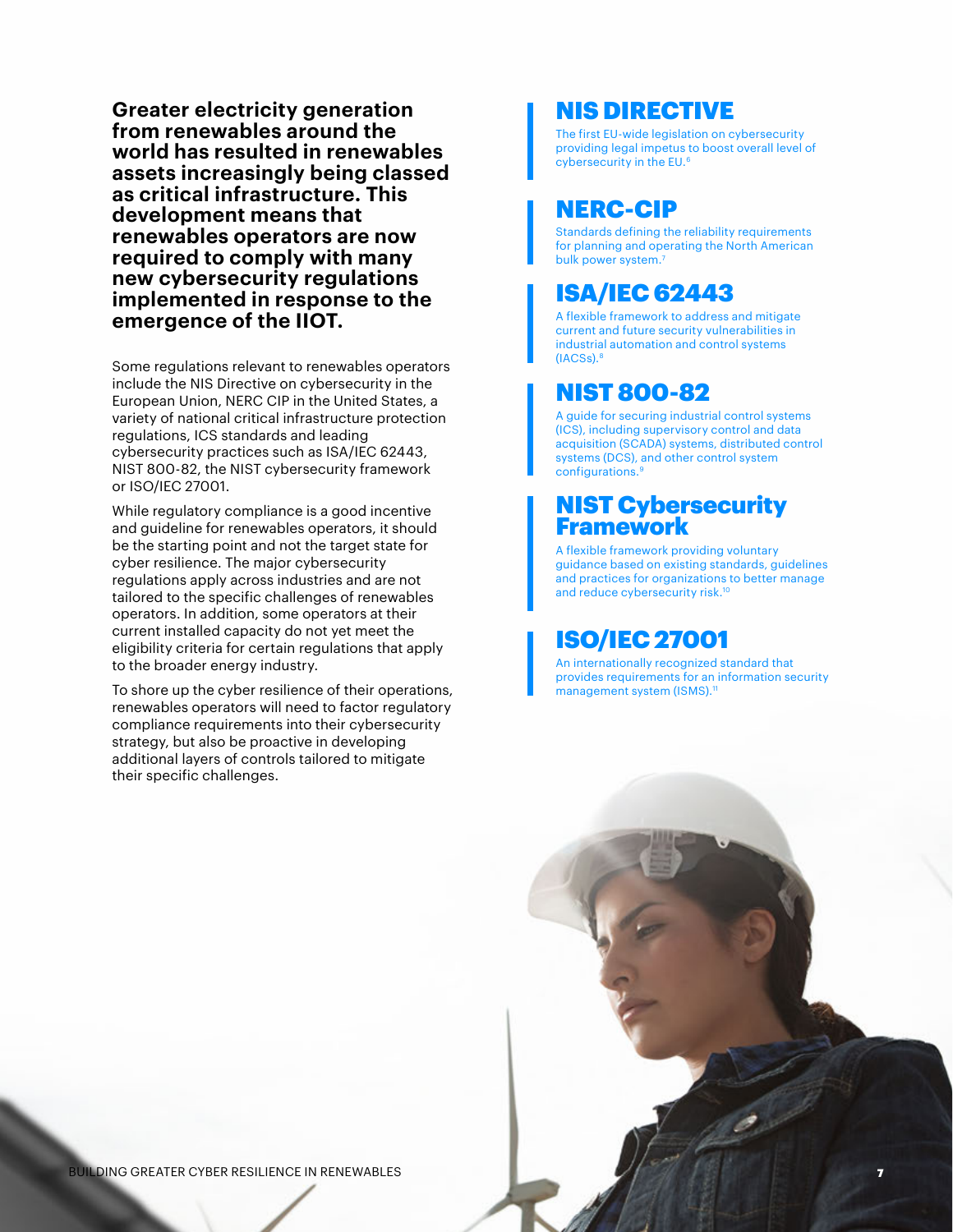**Greater electricity generation from renewables around the world has resulted in renewables assets increasingly being classed as critical infrastructure. This development means that renewables operators are now required to comply with many new cybersecurity regulations implemented in response to the emergence of the IIOT.**

Some regulations relevant to renewables operators include the NIS Directive on cybersecurity in the European Union, NERC CIP in the United States, a variety of national critical infrastructure protection regulations, ICS standards and leading cybersecurity practices such as ISA/IEC 62443, NIST 800-82, the NIST cybersecurity framework or ISO/IEC 27001.

While regulatory compliance is a good incentive and guideline for renewables operators, it should be the starting point and not the target state for cyber resilience. The major cybersecurity regulations apply across industries and are not tailored to the specific challenges of renewables operators. In addition, some operators at their current installed capacity do not yet meet the eligibility criteria for certain regulations that apply to the broader energy industry.

To shore up the cyber resilience of their operations, renewables operators will need to factor regulatory compliance requirements into their cybersecurity strategy, but also be proactive in developing additional layers of controls tailored to mitigate their specific challenges.

## NIS DIRECTIVE

The first EU-wide legislation on cybersecurity providing legal impetus to boost overall level of cybersecurity in the EU.[6]

## NERC-CIP

Standards defining the reliability requirements for planning and operating the North American bulk power system.[7]

## ISA/IEC 62443

A flexible framework to address and mitigate current and future security vulnerabilities in industrial automation and control systems (IACSs).[8]

## NIST 800-82

A guide for securing industrial control systems (ICS), including supervisory control and data acquisition (SCADA) systems, distributed control systems (DCS), and other control system configurations.[9]

## NIST Cybersecurity Framework

A flexible framework providing voluntary guidance based on existing standards, guidelines and practices for organizations to better manage and reduce cybersecurity risk.[10]

## ISO/IEC 27001

An internationally recognized standard that provides requirements for an information security management system (ISMS).[11]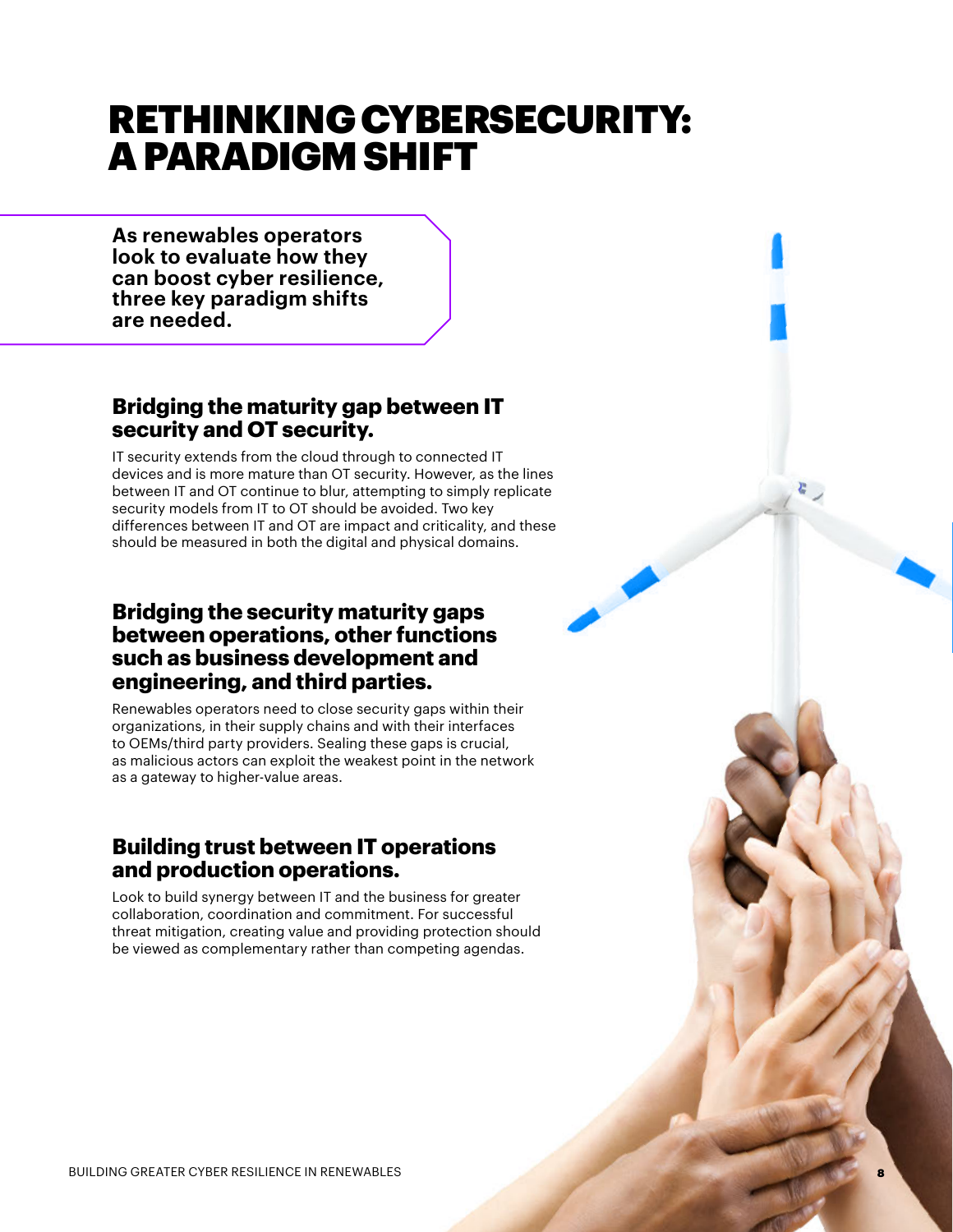# RETHINKING CYBERSECURITY: A PARADIGM SHIFT

**As renewables operators look to evaluate how they can boost cyber resilience, three key paradigm shifts are needed.**

## Bridging the maturity gap between IT security and OT security.

IT security extends from the cloud through to connected IT devices and is more mature than OT security. However, as the lines between IT and OT continue to blur, attempting to simply replicate security models from IT to OT should be avoided. Two key differences between IT and OT are impact and criticality, and these should be measured in both the digital and physical domains.

## Bridging the security maturity gaps between operations, other functions such as business development and engineering, and third parties.

Renewables operators need to close security gaps within their organizations, in their supply chains and with their interfaces to OEMs/third party providers. Sealing these gaps is crucial, as malicious actors can exploit the weakest point in the network as a gateway to higher-value areas.

## Building trust between IT operations and production operations.

Look to build synergy between IT and the business for greater collaboration, coordination and commitment. For successful threat mitigation, creating value and providing protection should be viewed as complementary rather than competing agendas.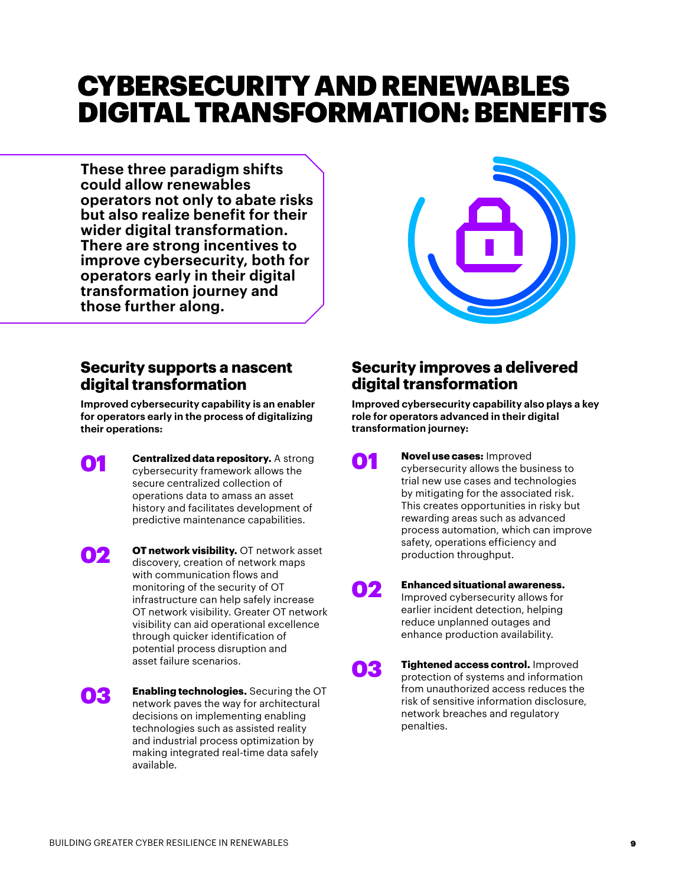# CYBERSECURITY AND RENEWABLES DIGITAL TRANSFORMATION: BENEFITS

**These three paradigm shifts could allow renewables operators not only to abate risks but also realize benefit for their wider digital transformation. There are strong incentives to improve cybersecurity, both for operators early in their digital transformation journey and those further along.**

## Security supports a nascent digital transformation

**Improved cybersecurity capability is an enabler for operators early in the process of digitalizing their operations:**

**01** **Centralized data repository.** A strong cybersecurity framework allows the secure centralized collection of operations data to amass an asset history and facilitates development of predictive maintenance capabilities.

**02** **OT network visibility.** OT network asset discovery, creation of network maps with communication flows and monitoring of the security of OT infrastructure can help safely increase OT network visibility. Greater OT network visibility can aid operational excellence through quicker identification of potential process disruption and asset failure scenarios.

**03** **Enabling technologies.** Securing the OT network paves the way for architectural decisions on implementing enabling technologies such as assisted reality and industrial process optimization by making integrated real-time data safely available.

## Security improves a delivered digital transformation

**Improved cybersecurity capability also plays a key role for operators advanced in their digital transformation journey:**

**01** **Novel use cases:** Improved cybersecurity allows the business to trial new use cases and technologies by mitigating for the associated risk. This creates opportunities in risky but rewarding areas such as advanced process automation, which can improve safety, operations efficiency and production throughput.

**02** **Enhanced situational awareness.** Improved cybersecurity allows for earlier incident detection, helping reduce unplanned outages and enhance production availability.

**03** **Tightened access control.** Improved protection of systems and information from unauthorized access reduces the risk of sensitive information disclosure, network breaches and regulatory penalties.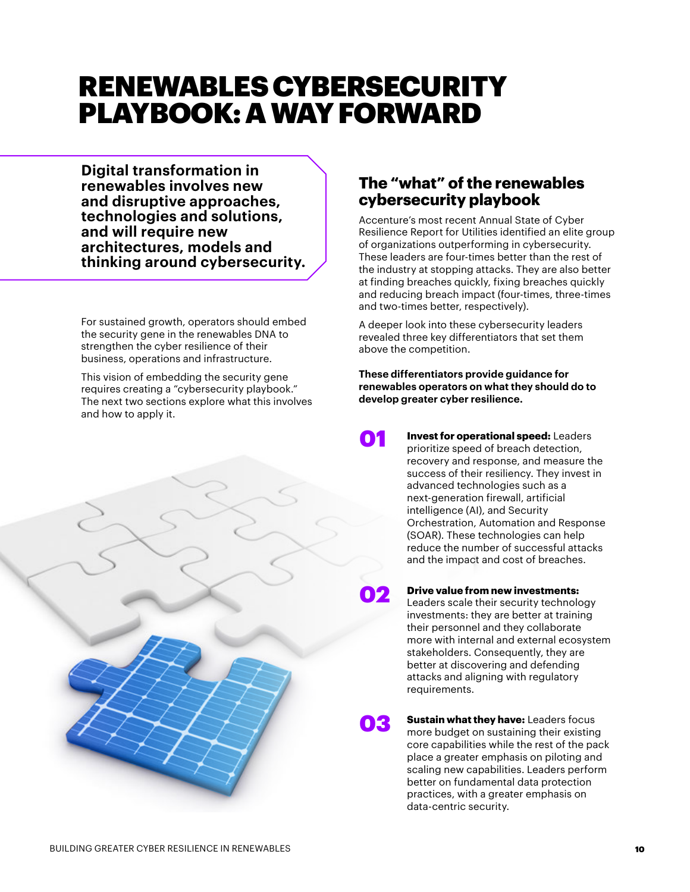# RENEWABLES CYBERSECURITY PLAYBOOK: A WAY FORWARD

**Digital transformation in renewables involves new and disruptive approaches, technologies and solutions, and will require new architectures, models and thinking around cybersecurity.**

For sustained growth, operators should embed the security gene in the renewables DNA to strengthen the cyber resilience of their business, operations and infrastructure.

This vision of embedding the security gene requires creating a "cybersecurity playbook." The next two sections explore what this involves and how to apply it.

## The "what" of the renewables cybersecurity playbook

Accenture's most recent Annual State of Cyber Resilience Report for Utilities identified an elite group of organizations outperforming in cybersecurity. These leaders are four-times better than the rest of the industry at stopping attacks. They are also better at finding breaches quickly, fixing breaches quickly and reducing breach impact (four-times, three-times and two-times better, respectively).

A deeper look into these cybersecurity leaders revealed three key differentiators that set them above the competition.

**These differentiators provide guidance for renewables operators on what they should do to develop greater cyber resilience.**

**01** **Invest for operational speed:** Leaders prioritize speed of breach detection, recovery and response, and measure the success of their resiliency. They invest in advanced technologies such as a next-generation firewall, artificial intelligence (AI), and Security Orchestration, Automation and Response (SOAR). These technologies can help reduce the number of successful attacks and the impact and cost of breaches.

**02** **Drive value from new investments:** Leaders scale their security technology investments: they are better at training their personnel and they collaborate more with internal and external ecosystem stakeholders. Consequently, they are better at discovering and defending attacks and aligning with regulatory requirements.

**03** **Sustain what they have:** Leaders focus more budget on sustaining their existing core capabilities while the rest of the pack place a greater emphasis on piloting and scaling new capabilities. Leaders perform better on fundamental data protection practices, with a greater emphasis on data-centric security.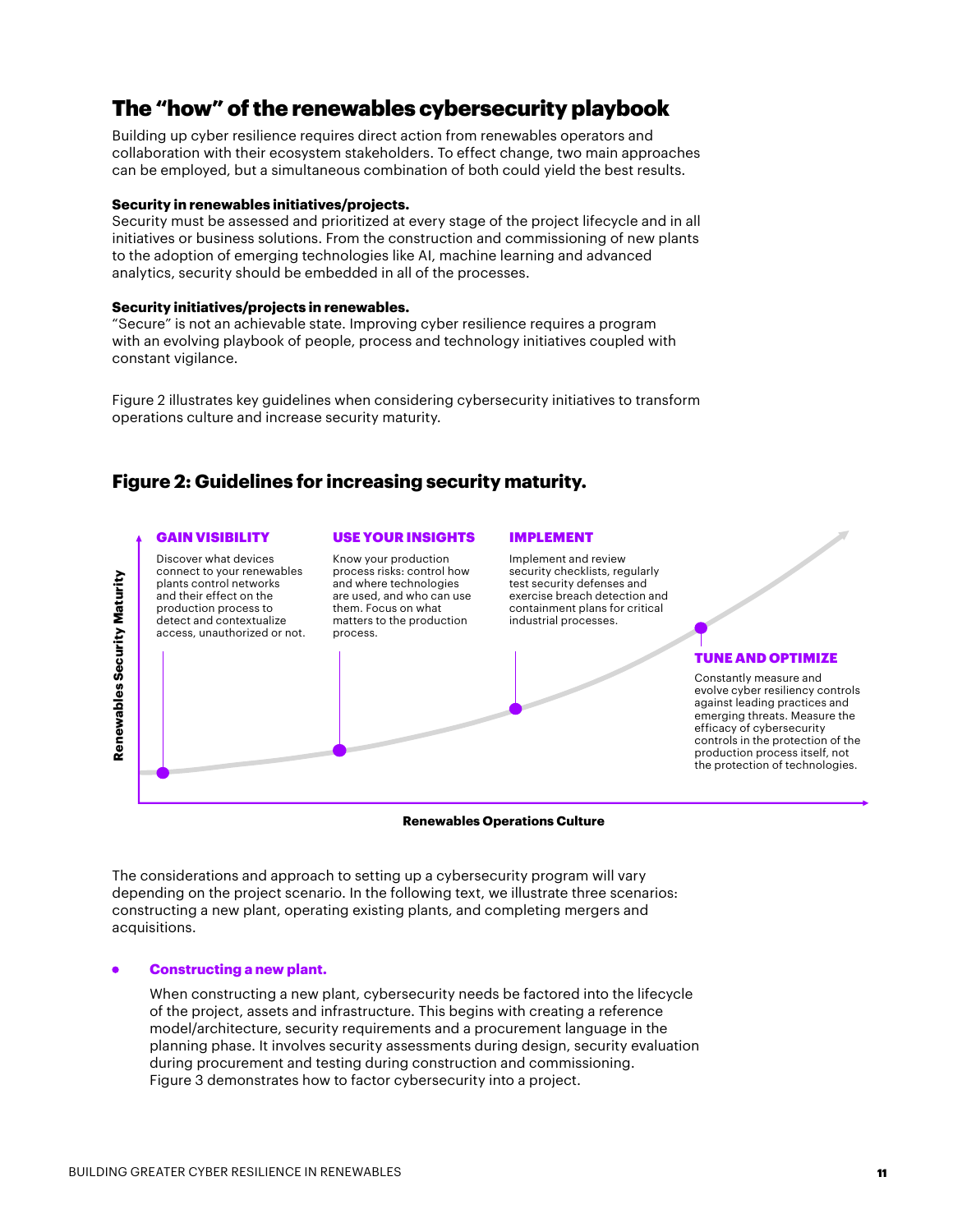## The "how" of the renewables cybersecurity playbook

Building up cyber resilience requires direct action from renewables operators and collaboration with their ecosystem stakeholders. To effect change, two main approaches can be employed, but a simultaneous combination of both could yield the best results.

**Security in renewables initiatives/projects.**
Security must be assessed and prioritized at every stage of the project lifecycle and in all initiatives or business solutions. From the construction and commissioning of new plants to the adoption of emerging technologies like AI, machine learning and advanced analytics, security should be embedded in all of the processes.

**Security initiatives/projects in renewables.**
"Secure" is not an achievable state. Improving cyber resilience requires a program with an evolving playbook of people, process and technology initiatives coupled with constant vigilance.

Figure 2 illustrates key guidelines when considering cybersecurity initiatives to transform operations culture and increase security maturity.

### Figure 2: Guidelines for increasing security maturity.

**GAIN VISIBILITY**
Discover what devices connect to your renewables plants control networks and their effect on the production process to detect and contextualize access, unauthorized or not.

**USE YOUR INSIGHTS**
Know your production process risks: control how and where technologies are used, and who can use them. Focus on what matters to the production process.

**IMPLEMENT**
Implement and review security checklists, regularly test security defenses and exercise breach detection and containment plans for critical industrial processes.

**TUNE AND OPTIMIZE**
Constantly measure and evolve cyber resiliency controls against leading practices and emerging threats. Measure the efficacy of cybersecurity controls in the protection of the production process itself, not the protection of technologies.

Renewables Security Maturity (vertical axis) / Renewables Operations Culture (horizontal axis)

The considerations and approach to setting up a cybersecurity program will vary depending on the project scenario. In the following text, we illustrate three scenarios: constructing a new plant, operating existing plants, and completing mergers and acquisitions.

- **Constructing a new plant.**

  When constructing a new plant, cybersecurity needs be factored into the lifecycle of the project, assets and infrastructure. This begins with creating a reference model/architecture, security requirements and a procurement language in the planning phase. It involves security assessments during design, security evaluation during procurement and testing during construction and commissioning. Figure 3 demonstrates how to factor cybersecurity into a project.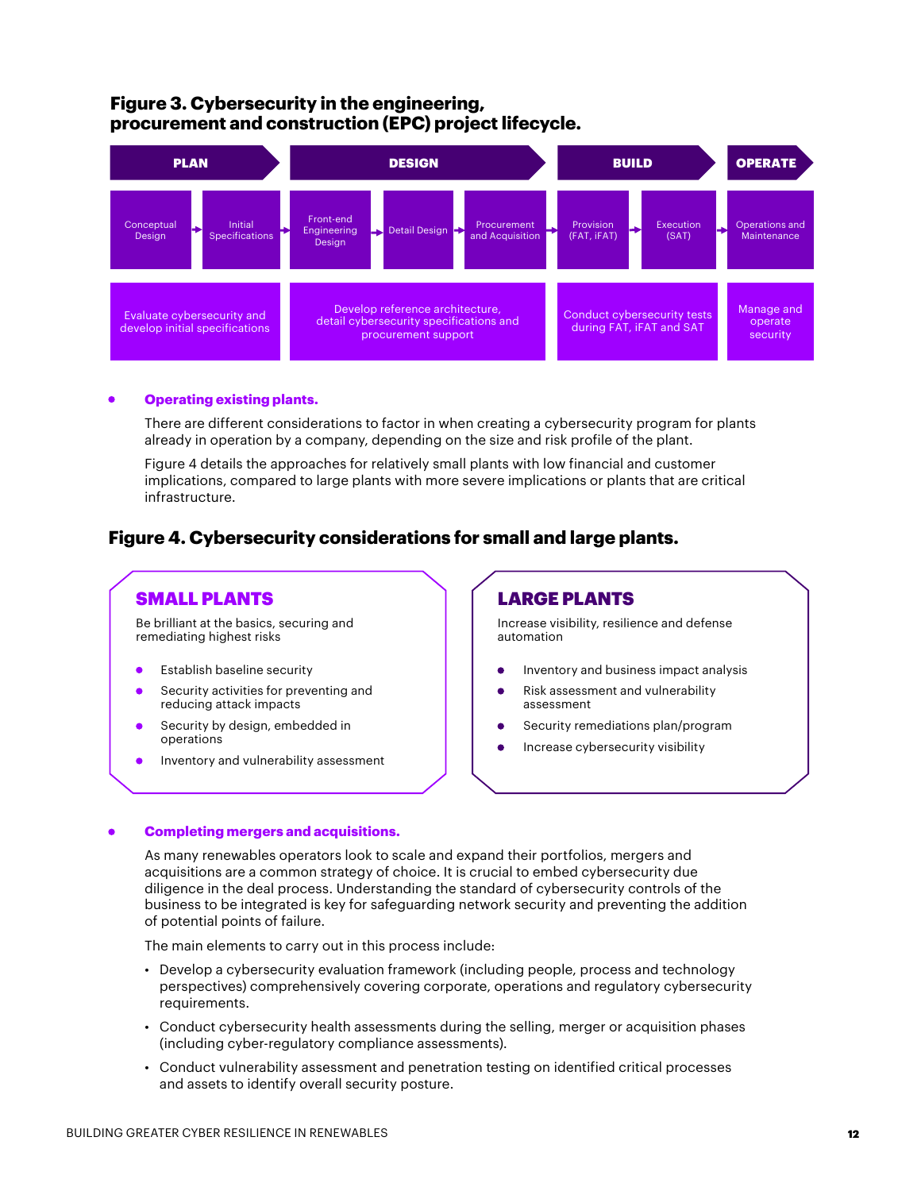**Figure 3. Cybersecurity in the engineering, procurement and construction (EPC) project lifecycle.**

| PLAN | | DESIGN | | | BUILD | | OPERATE |
|---|---|---|---|---|---|---|---|
| Conceptual Design | Initial Specifications | Front-end Engineering Design | Detail Design | Procurement and Acquisition | Provision (FAT, iFAT) | Execution (SAT) | Operations and Maintenance |
| Evaluate cybersecurity and develop initial specifications | | Develop reference architecture, detail cybersecurity specifications and procurement support | | | Conduct cybersecurity tests during FAT, iFAT and SAT | | Manage and operate security |

- **Operating existing plants.**

  There are different considerations to factor in when creating a cybersecurity program for plants already in operation by a company, depending on the size and risk profile of the plant.

  Figure 4 details the approaches for relatively small plants with low financial and customer implications, compared to large plants with more severe implications or plants that are critical infrastructure.

## Figure 4. Cybersecurity considerations for small and large plants.

### SMALL PLANTS

Be brilliant at the basics, securing and remediating highest risks

- Establish baseline security
- Security activities for preventing and reducing attack impacts
- Security by design, embedded in operations
- Inventory and vulnerability assessment

### LARGE PLANTS

Increase visibility, resilience and defense automation

- Inventory and business impact analysis
- Risk assessment and vulnerability assessment
- Security remediations plan/program
- Increase cybersecurity visibility

- **Completing mergers and acquisitions.**

  As many renewables operators look to scale and expand their portfolios, mergers and acquisitions are a common strategy of choice. It is crucial to embed cybersecurity due diligence in the deal process. Understanding the standard of cybersecurity controls of the business to be integrated is key for safeguarding network security and preventing the addition of potential points of failure.

  The main elements to carry out in this process include:

  - Develop a cybersecurity evaluation framework (including people, process and technology perspectives) comprehensively covering corporate, operations and regulatory cybersecurity requirements.
  - Conduct cybersecurity health assessments during the selling, merger or acquisition phases (including cyber-regulatory compliance assessments).
  - Conduct vulnerability assessment and penetration testing on identified critical processes and assets to identify overall security posture.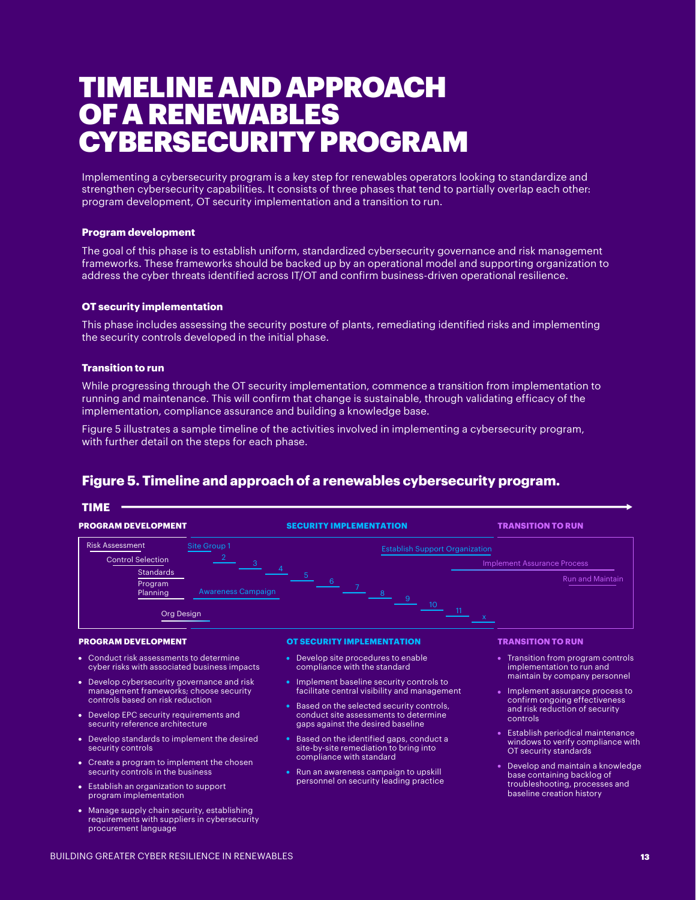# TIMELINE AND APPROACH OF A RENEWABLES CYBERSECURITY PROGRAM

Implementing a cybersecurity program is a key step for renewables operators looking to standardize and strengthen cybersecurity capabilities. It consists of three phases that tend to partially overlap each other: program development, OT security implementation and a transition to run.

**Program development**

The goal of this phase is to establish uniform, standardized cybersecurity governance and risk management frameworks. These frameworks should be backed up by an operational model and supporting organization to address the cyber threats identified across IT/OT and confirm business-driven operational resilience.

**OT security implementation**

This phase includes assessing the security posture of plants, remediating identified risks and implementing the security controls developed in the initial phase.

**Transition to run**

While progressing through the OT security implementation, commence a transition from implementation to running and maintenance. This will confirm that change is sustainable, through validating efficacy of the implementation, compliance assurance and building a knowledge base.

Figure 5 illustrates a sample timeline of the activities involved in implementing a cybersecurity program, with further detail on the steps for each phase.

## Figure 5. Timeline and approach of a renewables cybersecurity program.

TIME →

**PROGRAM DEVELOPMENT** | **SECURITY IMPLEMENTATION** | **TRANSITION TO RUN**

Risk Assessment, Control Selection, Standards, Program Planning, Org Design, Site Group 1, 2, 3, 4, 5, 6, 7, 8, 9, 10, 11, x, Awareness Campaign, Establish Support Organization, Implement Assurance Process, Run and Maintain

### PROGRAM DEVELOPMENT

- Conduct risk assessments to determine cyber risks with associated business impacts
- Develop cybersecurity governance and risk management frameworks; choose security controls based on risk reduction
- Develop EPC security requirements and security reference architecture
- Develop standards to implement the desired security controls
- Create a program to implement the chosen security controls in the business
- Establish an organization to support program implementation
- Manage supply chain security, establishing requirements with suppliers in cybersecurity procurement language

### OT SECURITY IMPLEMENTATION

- Develop site procedures to enable compliance with the standard
- Implement baseline security controls to facilitate central visibility and management
- Based on the selected security controls, conduct site assessments to determine gaps against the desired baseline
- Based on the identified gaps, conduct a site-by-site remediation to bring into compliance with standard
- Run an awareness campaign to upskill personnel on security leading practice

### TRANSITION TO RUN

- Transition from program controls implementation to run and maintain by company personnel
- Implement assurance process to confirm ongoing effectiveness and risk reduction of security controls
- Establish periodical maintenance windows to verify compliance with OT security standards
- Develop and maintain a knowledge base containing backlog of troubleshooting, processes and baseline creation history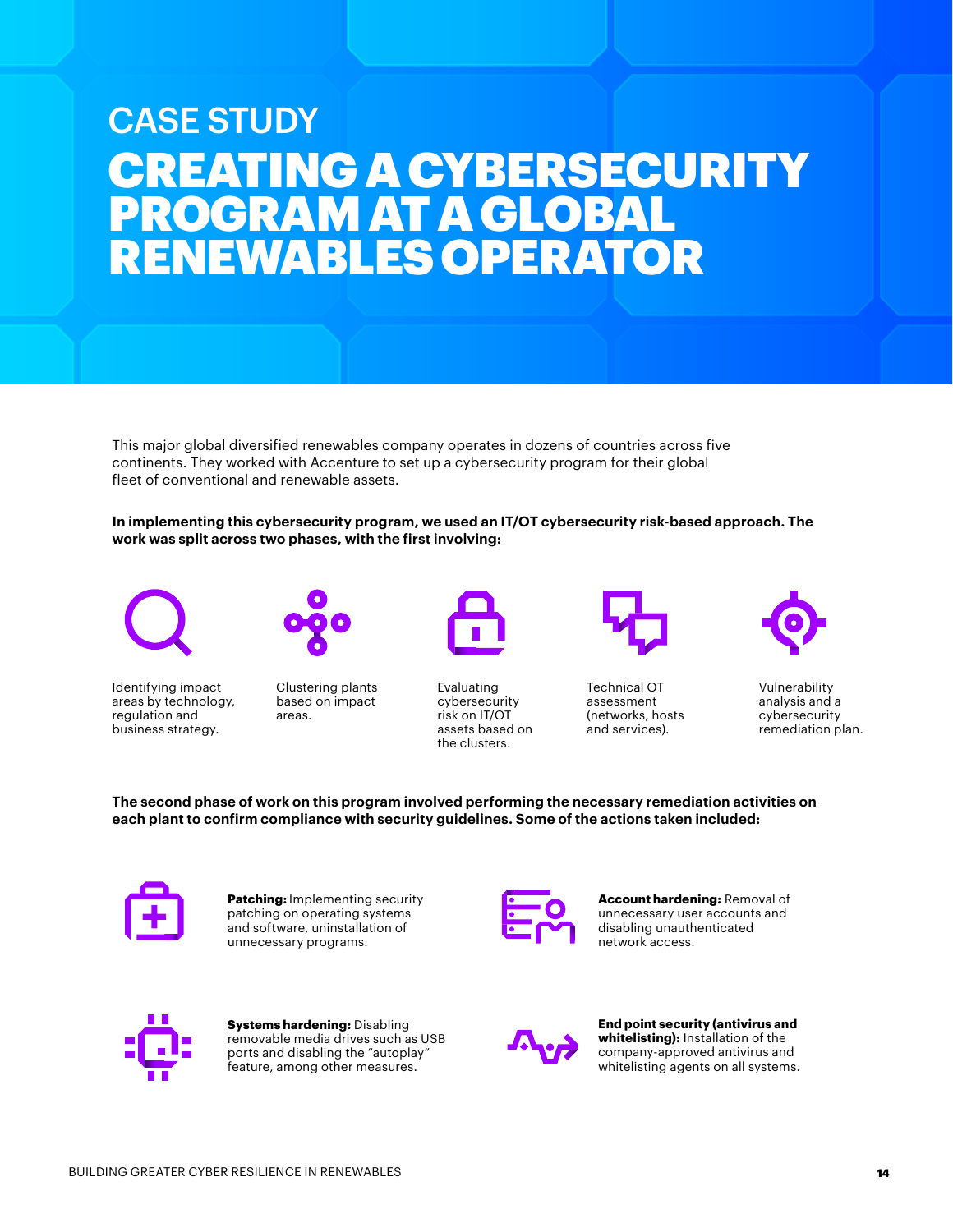CASE STUDY

# CREATING A CYBERSECURITY PROGRAM AT A GLOBAL RENEWABLES OPERATOR

This major global diversified renewables company operates in dozens of countries across five continents. They worked with Accenture to set up a cybersecurity program for their global fleet of conventional and renewable assets.

**In implementing this cybersecurity program, we used an IT/OT cybersecurity risk-based approach. The work was split across two phases, with the first involving:**

- Identifying impact areas by technology, regulation and business strategy.
- Clustering plants based on impact areas.
- Evaluating cybersecurity risk on IT/OT assets based on the clusters.
- Technical OT assessment (networks, hosts and services).
- Vulnerability analysis and a cybersecurity remediation plan.

**The second phase of work on this program involved performing the necessary remediation activities on each plant to confirm compliance with security guidelines. Some of the actions taken included:**

**Patching:** Implementing security patching on operating systems and software, uninstallation of unnecessary programs.

**Account hardening:** Removal of unnecessary user accounts and disabling unauthenticated network access.

**Systems hardening:** Disabling removable media drives such as USB ports and disabling the "autoplay" feature, among other measures.

**End point security (antivirus and whitelisting):** Installation of the company-approved antivirus and whitelisting agents on all systems.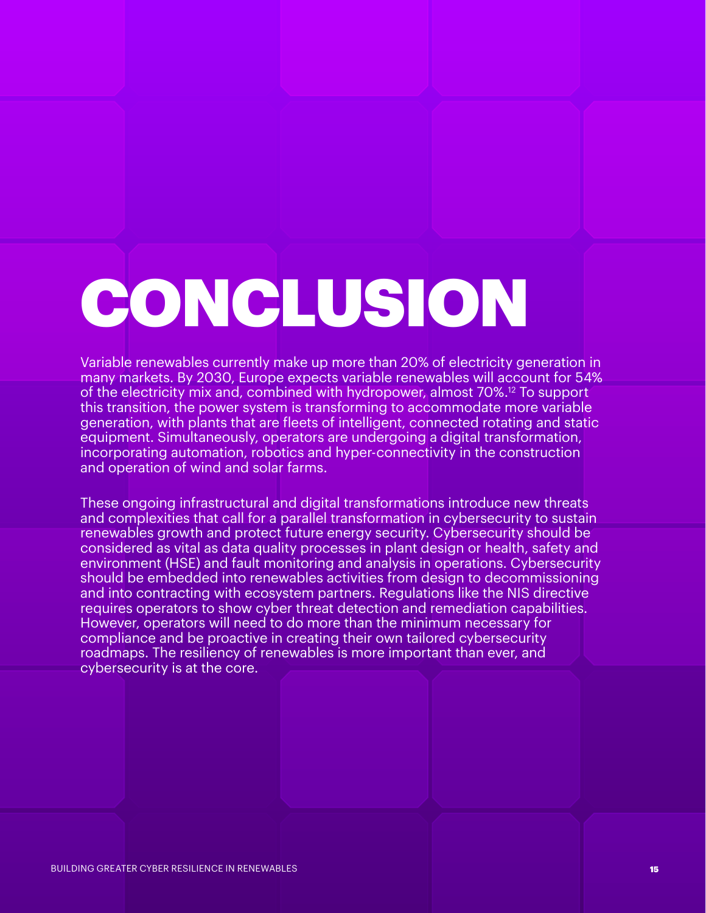# CONCLUSION

Variable renewables currently make up more than 20% of electricity generation in many markets. By 2030, Europe expects variable renewables will account for 54% of the electricity mix and, combined with hydropower, almost 70%.[12] To support this transition, the power system is transforming to accommodate more variable generation, with plants that are fleets of intelligent, connected rotating and static equipment. Simultaneously, operators are undergoing a digital transformation, incorporating automation, robotics and hyper-connectivity in the construction and operation of wind and solar farms.

These ongoing infrastructural and digital transformations introduce new threats and complexities that call for a parallel transformation in cybersecurity to sustain renewables growth and protect future energy security. Cybersecurity should be considered as vital as data quality processes in plant design or health, safety and environment (HSE) and fault monitoring and analysis in operations. Cybersecurity should be embedded into renewables activities from design to decommissioning and into contracting with ecosystem partners. Regulations like the NIS directive requires operators to show cyber threat detection and remediation capabilities. However, operators will need to do more than the minimum necessary for compliance and be proactive in creating their own tailored cybersecurity roadmaps. The resiliency of renewables is more important than ever, and cybersecurity is at the core.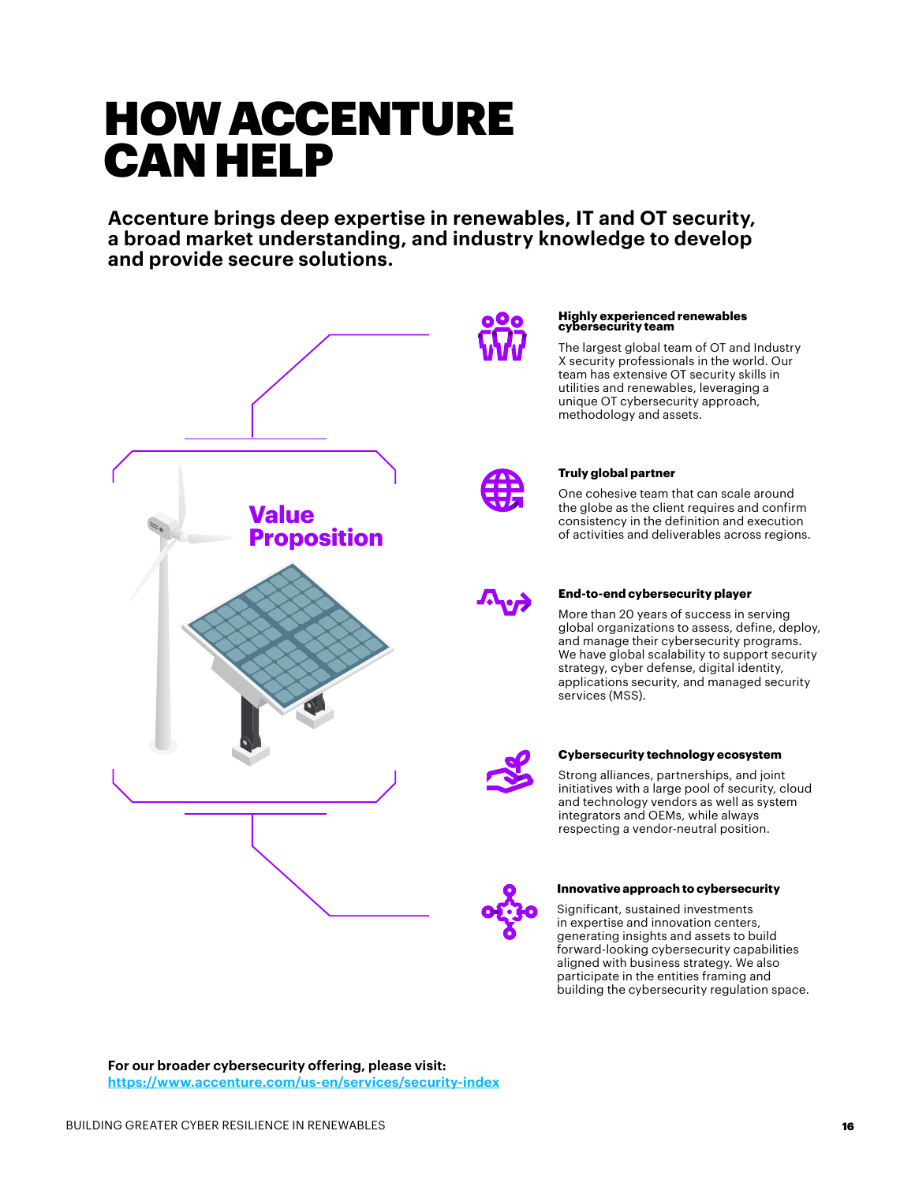# HOW ACCENTURE CAN HELP

**Accenture brings deep expertise in renewables, IT and OT security, a broad market understanding, and industry knowledge to develop and provide secure solutions.**

## Value Proposition

### Highly experienced renewables cybersecurity team

The largest global team of OT and Industry X security professionals in the world. Our team has extensive OT security skills in utilities and renewables, leveraging a unique OT cybersecurity approach, methodology and assets.

### Truly global partner

One cohesive team that can scale around the globe as the client requires and confirm consistency in the definition and execution of activities and deliverables across regions.

### End-to-end cybersecurity player

More than 20 years of success in serving global organizations to assess, define, deploy, and manage their cybersecurity programs. We have global scalability to support security strategy, cyber defense, digital identity, applications security, and managed security services (MSS).

### Cybersecurity technology ecosystem

Strong alliances, partnerships, and joint initiatives with a large pool of security, cloud and technology vendors as well as system integrators and OEMs, while always respecting a vendor-neutral position.

### Innovative approach to cybersecurity

Significant, sustained investments in expertise and innovation centers, generating insights and assets to build forward-looking cybersecurity capabilities aligned with business strategy. We also participate in the entities framing and building the cybersecurity regulation space.

**For our broader cybersecurity offering, please visit:**
[https://www.accenture.com/us-en/services/security-index](https://www.accenture.com/us-en/services/security-index)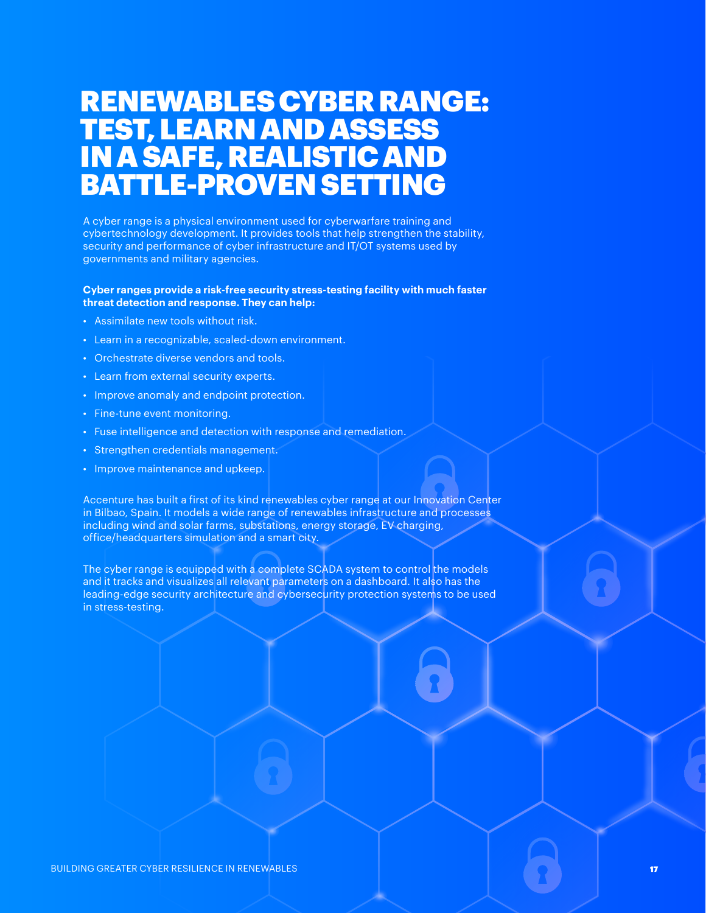# RENEWABLES CYBER RANGE: TEST, LEARN AND ASSESS IN A SAFE, REALISTIC AND BATTLE-PROVEN SETTING

A cyber range is a physical environment used for cyberwarfare training and cybertechnology development. It provides tools that help strengthen the stability, security and performance of cyber infrastructure and IT/OT systems used by governments and military agencies.

**Cyber ranges provide a risk-free security stress-testing facility with much faster threat detection and response. They can help:**

- Assimilate new tools without risk.
- Learn in a recognizable, scaled-down environment.
- Orchestrate diverse vendors and tools.
- Learn from external security experts.
- Improve anomaly and endpoint protection.
- Fine-tune event monitoring.
- Fuse intelligence and detection with response and remediation.
- Strengthen credentials management.
- Improve maintenance and upkeep.

Accenture has built a first of its kind renewables cyber range at our Innovation Center in Bilbao, Spain. It models a wide range of renewables infrastructure and processes including wind and solar farms, substations, energy storage, EV charging, office/headquarters simulation and a smart city.

The cyber range is equipped with a complete SCADA system to control the models and it tracks and visualizes all relevant parameters on a dashboard. It also has the leading-edge security architecture and cybersecurity protection systems to be used in stress-testing.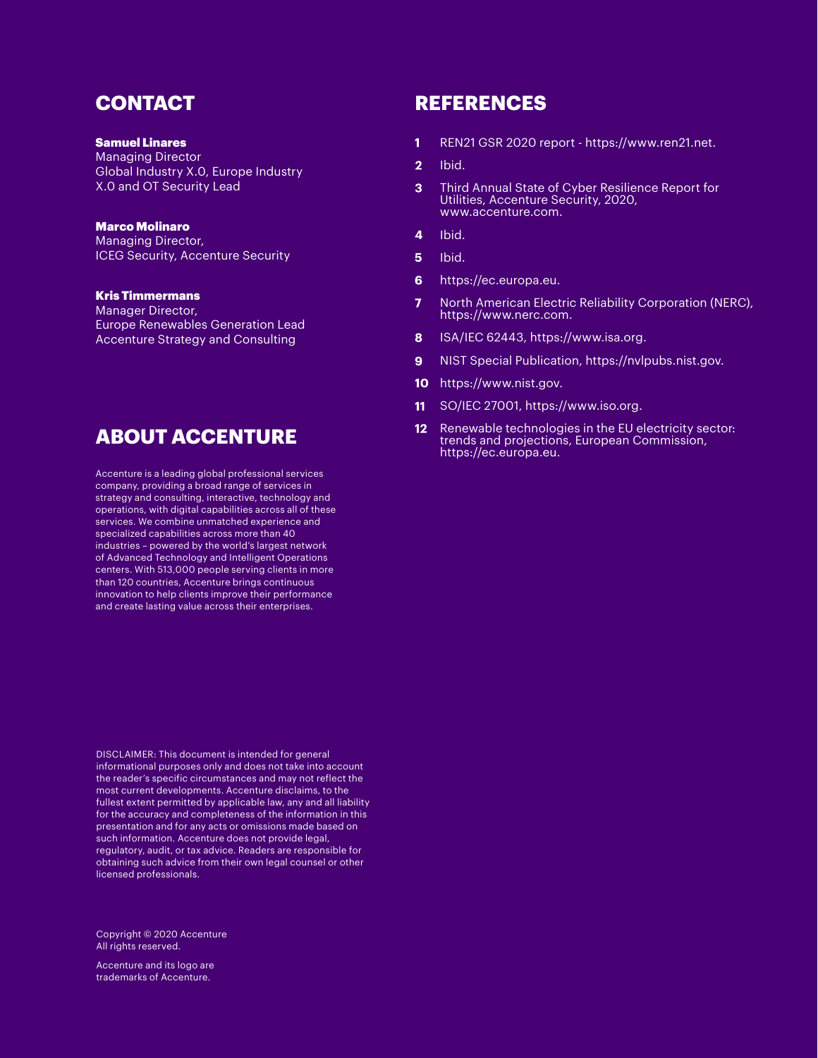## CONTACT

**Samuel Linares**
Managing Director
Global Industry X.0, Europe Industry X.0 and OT Security Lead

**Marco Molinaro**
Managing Director,
ICEG Security, Accenture Security

**Kris Timmermans**
Manager Director,
Europe Renewables Generation Lead
Accenture Strategy and Consulting

## ABOUT ACCENTURE

Accenture is a leading global professional services company, providing a broad range of services in strategy and consulting, interactive, technology and operations, with digital capabilities across all of these services. We combine unmatched experience and specialized capabilities across more than 40 industries – powered by the world's largest network of Advanced Technology and Intelligent Operations centers. With 513,000 people serving clients in more than 120 countries, Accenture brings continuous innovation to help clients improve their performance and create lasting value across their enterprises.

DISCLAIMER: This document is intended for general informational purposes only and does not take into account the reader's specific circumstances and may not reflect the most current developments. Accenture disclaims, to the fullest extent permitted by applicable law, any and all liability for the accuracy and completeness of the information in this presentation and for any acts or omissions made based on such information. Accenture does not provide legal, regulatory, audit, or tax advice. Readers are responsible for obtaining such advice from their own legal counsel or other licensed professionals.

Copyright © 2020 Accenture
All rights reserved.

Accenture and its logo are trademarks of Accenture.

## REFERENCES

1. REN21 GSR 2020 report - https://www.ren21.net.
2. Ibid.
3. Third Annual State of Cyber Resilience Report for Utilities, Accenture Security, 2020, www.accenture.com.
4. Ibid.
5. Ibid.
6. https://ec.europa.eu.
7. North American Electric Reliability Corporation (NERC), https://www.nerc.com.
8. ISA/IEC 62443, https://www.isa.org.
9. NIST Special Publication, https://nvlpubs.nist.gov.
10. https://www.nist.gov.
11. SO/IEC 27001, https://www.iso.org.
12. Renewable technologies in the EU electricity sector: trends and projections, European Commission, https://ec.europa.eu.